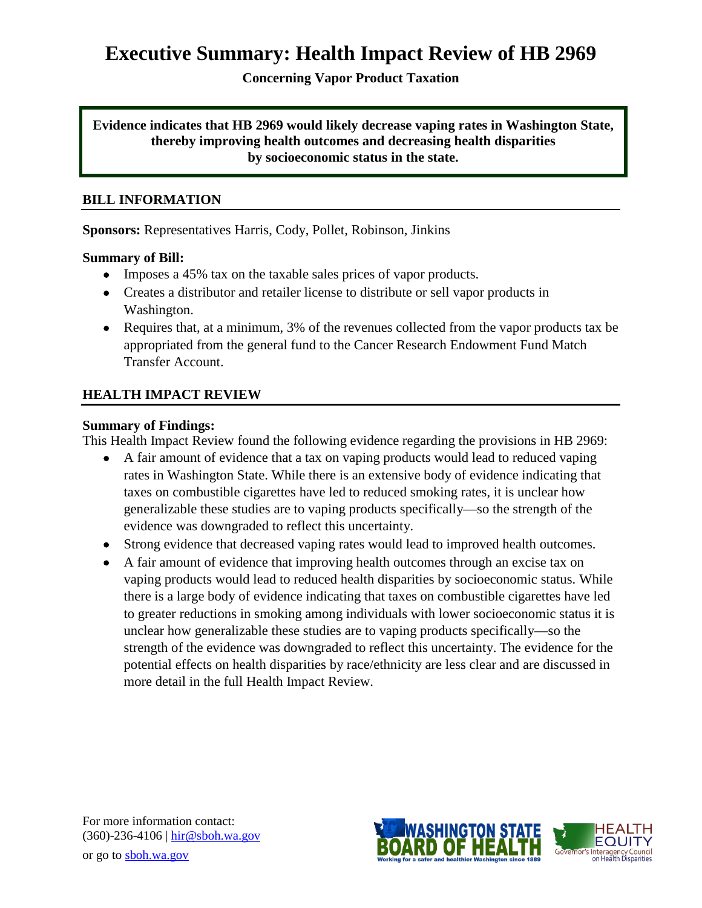# Executive Summary: Health Impact Review of HB 2969

**Concerning Vapor Product Taxation**

**Evidence indicates that HB 2969 would likely decrease vaping rates in Washington State, thereby improving health outcomes and decreasing health disparities by socioeconomic status in the state.**

## BILL INFORMATION

**Sponsors:** Representatives Harris, Cody, Pollet, Robinson, Jinkins

**Summary of Bill:**

- Imposes a 45% tax on the taxable sales prices of vapor products.
- Creates a distributor and retailer license to distribute or sell vapor products in Washington.
- Requires that, at a minimum, 3% of the revenues collected from the vapor products tax be appropriated from the general fund to the Cancer Research Endowment Fund Match Transfer Account.

## HEALTH IMPACT REVIEW

**Summary of Findings:**

This Health Impact Review found the following evidence regarding the provisions in HB 2969:

- A fair amount of evidence that a tax on vaping products would lead to reduced vaping rates in Washington State. While there is an extensive body of evidence indicating that taxes on combustible cigarettes have led to reduced smoking rates, it is unclear how generalizable these studies are to vaping products specifically—so the strength of the evidence was downgraded to reflect this uncertainty.
- Strong evidence that decreased vaping rates would lead to improved health outcomes.
- A fair amount of evidence that improving health outcomes through an excise tax on vaping products would lead to reduced health disparities by socioeconomic status. While there is a large body of evidence indicating that taxes on combustible cigarettes have led to greater reductions in smoking among individuals with lower socioeconomic status it is unclear how generalizable these studies are to vaping products specifically—so the strength of the evidence was downgraded to reflect this uncertainty. The evidence for the potential effects on health disparities by race/ethnicity are less clear and are discussed in more detail in the full Health Impact Review.

For more information contact:
(360)-236-4106 | hir@sboh.wa.gov
or go to sboh.wa.gov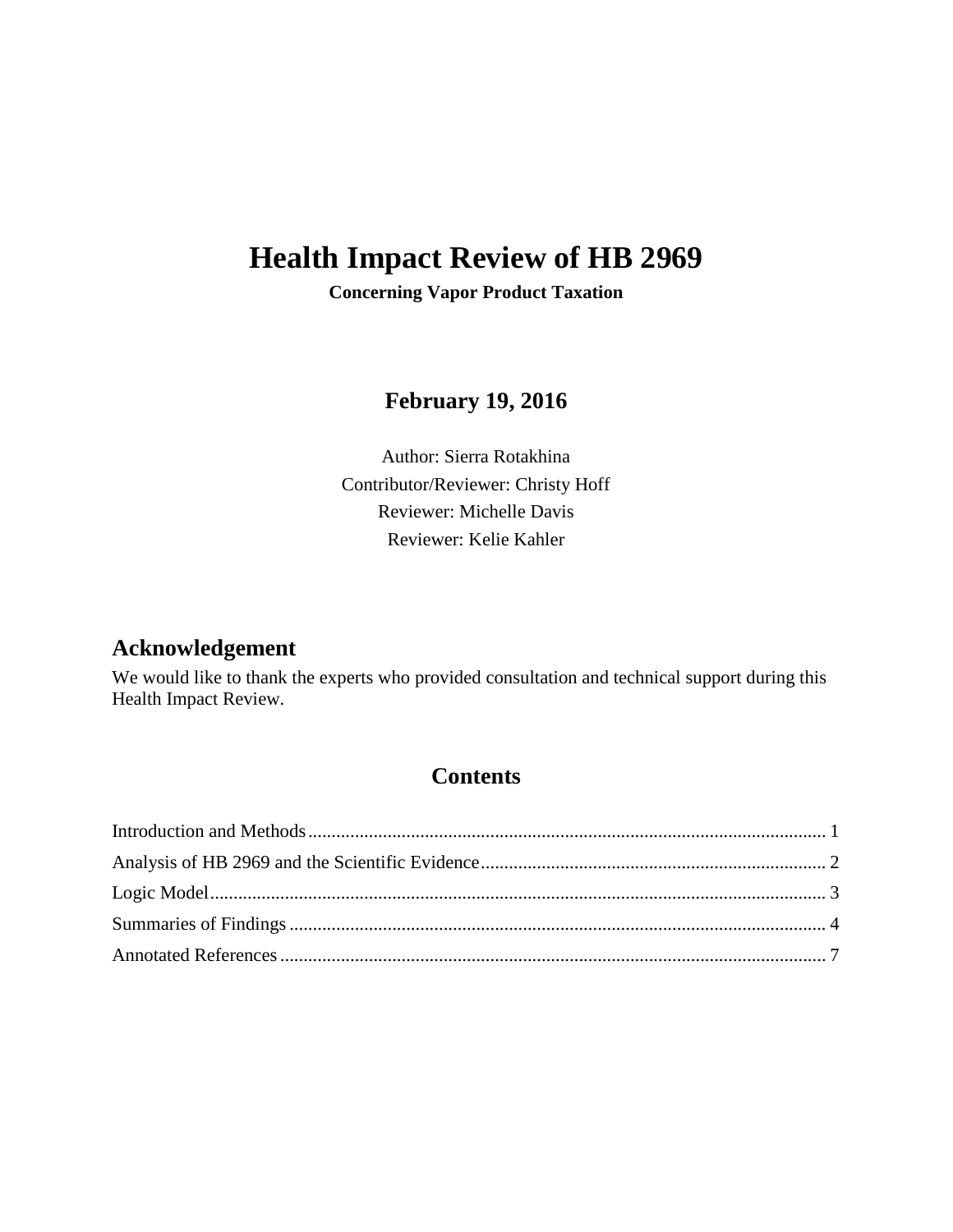# Health Impact Review of HB 2969

**Concerning Vapor Product Taxation**

## February 19, 2016

Author: Sierra Rotakhina
Contributor/Reviewer: Christy Hoff
Reviewer: Michelle Davis
Reviewer: Kelie Kahler

## Acknowledgement

We would like to thank the experts who provided consultation and technical support during this Health Impact Review.

## Contents

| | |
|---|---|
| Introduction and Methods | 1 |
| Analysis of HB 2969 and the Scientific Evidence | 2 |
| Logic Model | 3 |
| Summaries of Findings | 4 |
| Annotated References | 7 |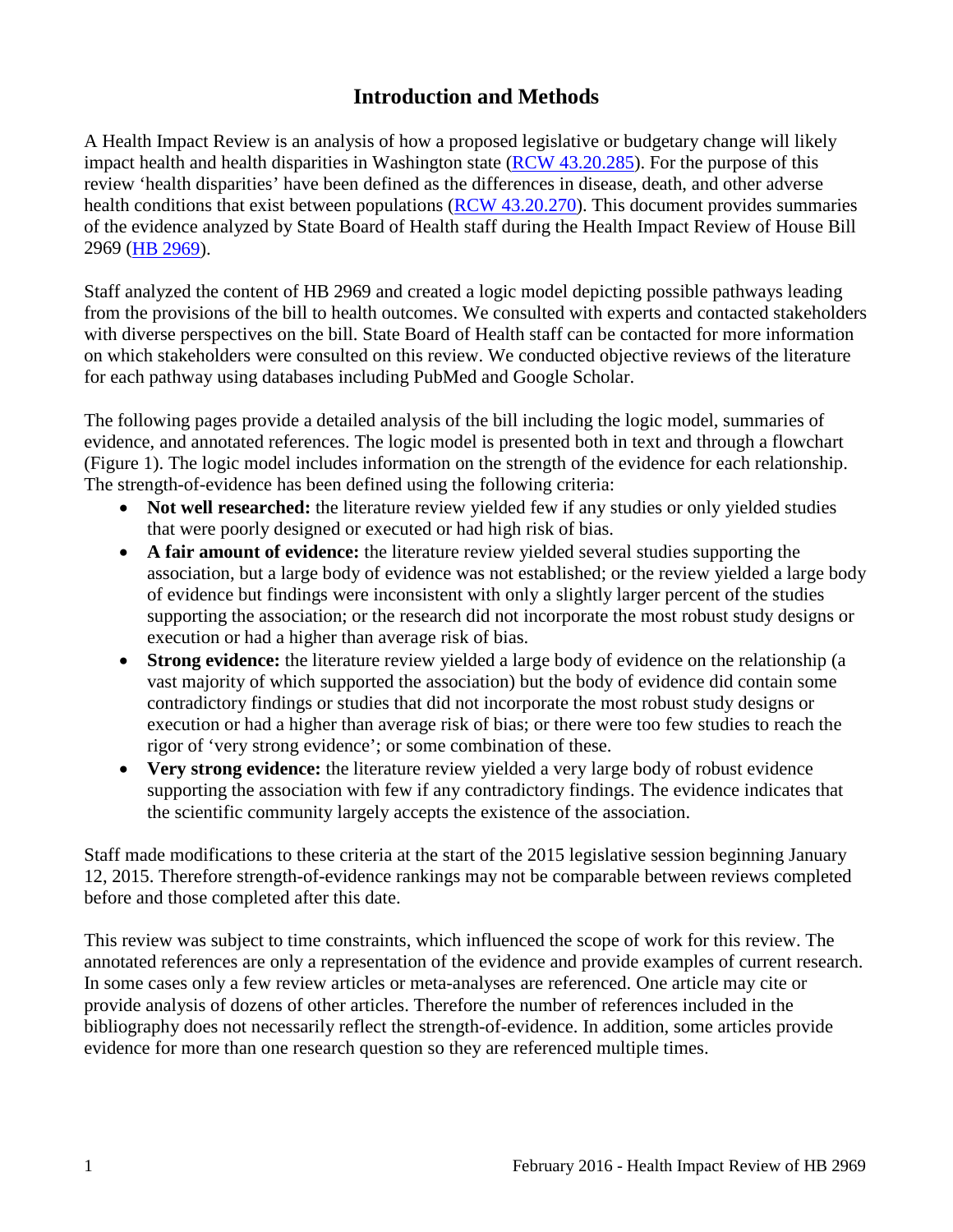# Introduction and Methods

A Health Impact Review is an analysis of how a proposed legislative or budgetary change will likely impact health and health disparities in Washington state ([RCW 43.20.285](RCW 43.20.285)). For the purpose of this review 'health disparities' have been defined as the differences in disease, death, and other adverse health conditions that exist between populations ([RCW 43.20.270](RCW 43.20.270)). This document provides summaries of the evidence analyzed by State Board of Health staff during the Health Impact Review of House Bill 2969 ([HB 2969](HB 2969)).

Staff analyzed the content of HB 2969 and created a logic model depicting possible pathways leading from the provisions of the bill to health outcomes. We consulted with experts and contacted stakeholders with diverse perspectives on the bill. State Board of Health staff can be contacted for more information on which stakeholders were consulted on this review. We conducted objective reviews of the literature for each pathway using databases including PubMed and Google Scholar.

The following pages provide a detailed analysis of the bill including the logic model, summaries of evidence, and annotated references. The logic model is presented both in text and through a flowchart (Figure 1). The logic model includes information on the strength of the evidence for each relationship. The strength-of-evidence has been defined using the following criteria:

- **Not well researched:** the literature review yielded few if any studies or only yielded studies that were poorly designed or executed or had high risk of bias.
- **A fair amount of evidence:** the literature review yielded several studies supporting the association, but a large body of evidence was not established; or the review yielded a large body of evidence but findings were inconsistent with only a slightly larger percent of the studies supporting the association; or the research did not incorporate the most robust study designs or execution or had a higher than average risk of bias.
- **Strong evidence:** the literature review yielded a large body of evidence on the relationship (a vast majority of which supported the association) but the body of evidence did contain some contradictory findings or studies that did not incorporate the most robust study designs or execution or had a higher than average risk of bias; or there were too few studies to reach the rigor of 'very strong evidence'; or some combination of these.
- **Very strong evidence:** the literature review yielded a very large body of robust evidence supporting the association with few if any contradictory findings. The evidence indicates that the scientific community largely accepts the existence of the association.

Staff made modifications to these criteria at the start of the 2015 legislative session beginning January 12, 2015. Therefore strength-of-evidence rankings may not be comparable between reviews completed before and those completed after this date.

This review was subject to time constraints, which influenced the scope of work for this review. The annotated references are only a representation of the evidence and provide examples of current research. In some cases only a few review articles or meta-analyses are referenced. One article may cite or provide analysis of dozens of other articles. Therefore the number of references included in the bibliography does not necessarily reflect the strength-of-evidence. In addition, some articles provide evidence for more than one research question so they are referenced multiple times.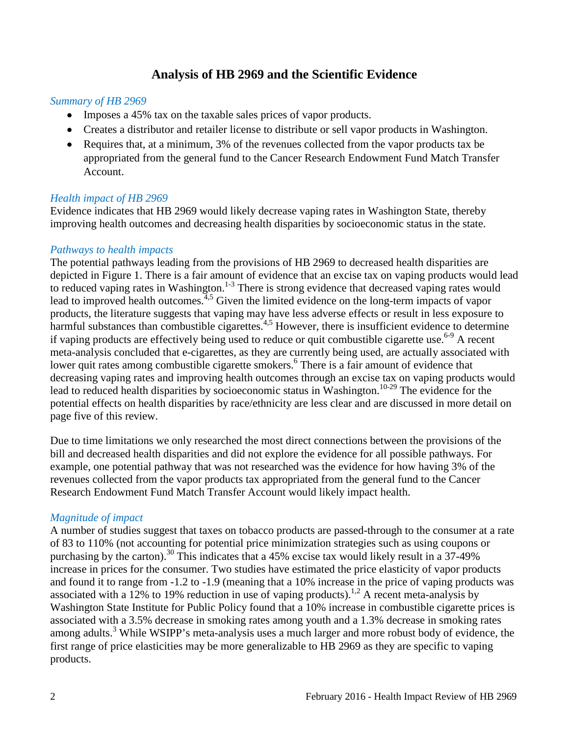# Analysis of HB 2969 and the Scientific Evidence

*Summary of HB 2969*

- Imposes a 45% tax on the taxable sales prices of vapor products.
- Creates a distributor and retailer license to distribute or sell vapor products in Washington.
- Requires that, at a minimum, 3% of the revenues collected from the vapor products tax be appropriated from the general fund to the Cancer Research Endowment Fund Match Transfer Account.

*Health impact of HB 2969*

Evidence indicates that HB 2969 would likely decrease vaping rates in Washington State, thereby improving health outcomes and decreasing health disparities by socioeconomic status in the state.

*Pathways to health impacts*

The potential pathways leading from the provisions of HB 2969 to decreased health disparities are depicted in Figure 1. There is a fair amount of evidence that an excise tax on vaping products would lead to reduced vaping rates in Washington.[1-3] There is strong evidence that decreased vaping rates would lead to improved health outcomes.[4,5] Given the limited evidence on the long-term impacts of vapor products, the literature suggests that vaping may have less adverse effects or result in less exposure to harmful substances than combustible cigarettes.[4,5] However, there is insufficient evidence to determine if vaping products are effectively being used to reduce or quit combustible cigarette use.[6-9] A recent meta-analysis concluded that e-cigarettes, as they are currently being used, are actually associated with lower quit rates among combustible cigarette smokers.[6] There is a fair amount of evidence that decreasing vaping rates and improving health outcomes through an excise tax on vaping products would lead to reduced health disparities by socioeconomic status in Washington.[10-29] The evidence for the potential effects on health disparities by race/ethnicity are less clear and are discussed in more detail on page five of this review.

Due to time limitations we only researched the most direct connections between the provisions of the bill and decreased health disparities and did not explore the evidence for all possible pathways. For example, one potential pathway that was not researched was the evidence for how having 3% of the revenues collected from the vapor products tax appropriated from the general fund to the Cancer Research Endowment Fund Match Transfer Account would likely impact health.

*Magnitude of impact*

A number of studies suggest that taxes on tobacco products are passed-through to the consumer at a rate of 83 to 110% (not accounting for potential price minimization strategies such as using coupons or purchasing by the carton).[30] This indicates that a 45% excise tax would likely result in a 37-49% increase in prices for the consumer. Two studies have estimated the price elasticity of vapor products and found it to range from -1.2 to -1.9 (meaning that a 10% increase in the price of vaping products was associated with a 12% to 19% reduction in use of vaping products).[1,2] A recent meta-analysis by Washington State Institute for Public Policy found that a 10% increase in combustible cigarette prices is associated with a 3.5% decrease in smoking rates among youth and a 1.3% decrease in smoking rates among adults.[3] While WSIPP's meta-analysis uses a much larger and more robust body of evidence, the first range of price elasticities may be more generalizable to HB 2969 as they are specific to vaping products.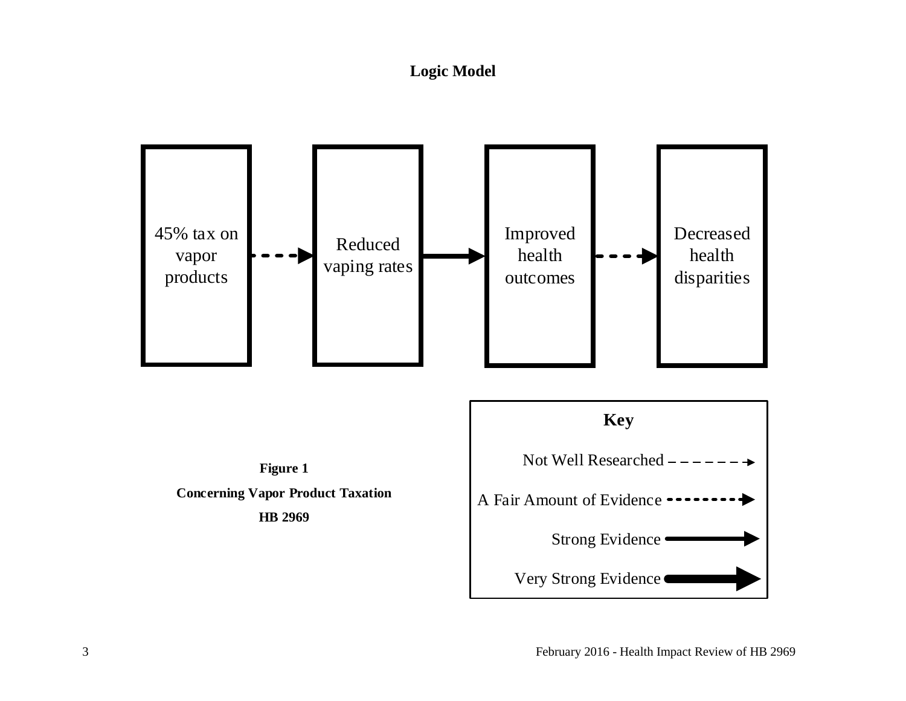**Logic Model**

45% tax on vapor products → Reduced vaping rates → Improved health outcomes → Decreased health disparities

**Key**

Not Well Researched

A Fair Amount of Evidence

Strong Evidence

Very Strong Evidence

**Figure 1**

**Concerning Vapor Product Taxation**

**HB 2969**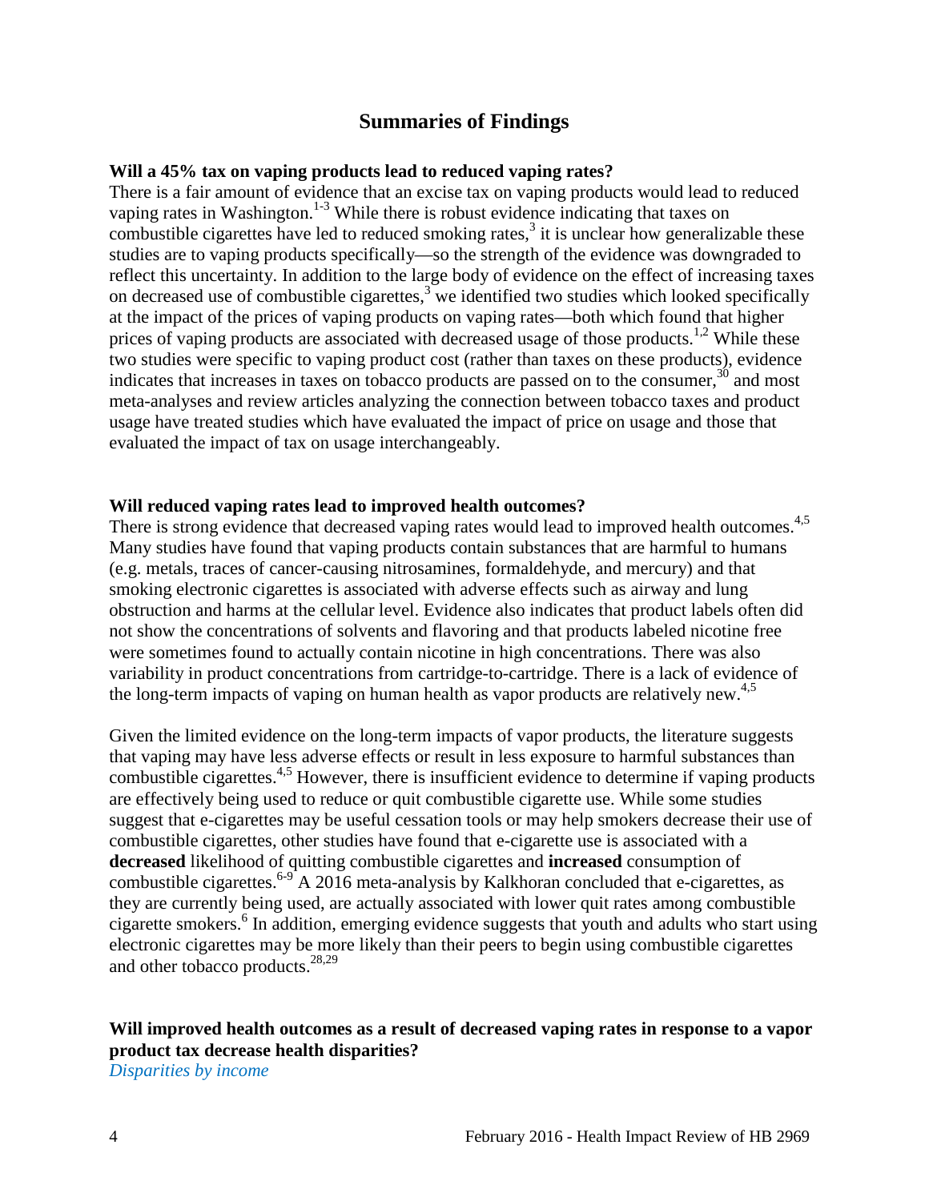## Summaries of Findings

**Will a 45% tax on vaping products lead to reduced vaping rates?**

There is a fair amount of evidence that an excise tax on vaping products would lead to reduced vaping rates in Washington.[1-3] While there is robust evidence indicating that taxes on combustible cigarettes have led to reduced smoking rates,[3] it is unclear how generalizable these studies are to vaping products specifically—so the strength of the evidence was downgraded to reflect this uncertainty. In addition to the large body of evidence on the effect of increasing taxes on decreased use of combustible cigarettes,[3] we identified two studies which looked specifically at the impact of the prices of vaping products on vaping rates—both which found that higher prices of vaping products are associated with decreased usage of those products.[1,2] While these two studies were specific to vaping product cost (rather than taxes on these products), evidence indicates that increases in taxes on tobacco products are passed on to the consumer,[30] and most meta-analyses and review articles analyzing the connection between tobacco taxes and product usage have treated studies which have evaluated the impact of price on usage and those that evaluated the impact of tax on usage interchangeably.

**Will reduced vaping rates lead to improved health outcomes?**

There is strong evidence that decreased vaping rates would lead to improved health outcomes.[4,5] Many studies have found that vaping products contain substances that are harmful to humans (e.g. metals, traces of cancer-causing nitrosamines, formaldehyde, and mercury) and that smoking electronic cigarettes is associated with adverse effects such as airway and lung obstruction and harms at the cellular level. Evidence also indicates that product labels often did not show the concentrations of solvents and flavoring and that products labeled nicotine free were sometimes found to actually contain nicotine in high concentrations. There was also variability in product concentrations from cartridge-to-cartridge. There is a lack of evidence of the long-term impacts of vaping on human health as vapor products are relatively new.[4,5]

Given the limited evidence on the long-term impacts of vapor products, the literature suggests that vaping may have less adverse effects or result in less exposure to harmful substances than combustible cigarettes.[4,5] However, there is insufficient evidence to determine if vaping products are effectively being used to reduce or quit combustible cigarette use. While some studies suggest that e-cigarettes may be useful cessation tools or may help smokers decrease their use of combustible cigarettes, other studies have found that e-cigarette use is associated with a **decreased** likelihood of quitting combustible cigarettes and **increased** consumption of combustible cigarettes.[6-9] A 2016 meta-analysis by Kalkhoran concluded that e-cigarettes, as they are currently being used, are actually associated with lower quit rates among combustible cigarette smokers.[6] In addition, emerging evidence suggests that youth and adults who start using electronic cigarettes may be more likely than their peers to begin using combustible cigarettes and other tobacco products.[28,29]

**Will improved health outcomes as a result of decreased vaping rates in response to a vapor product tax decrease health disparities?**

*Disparities by income*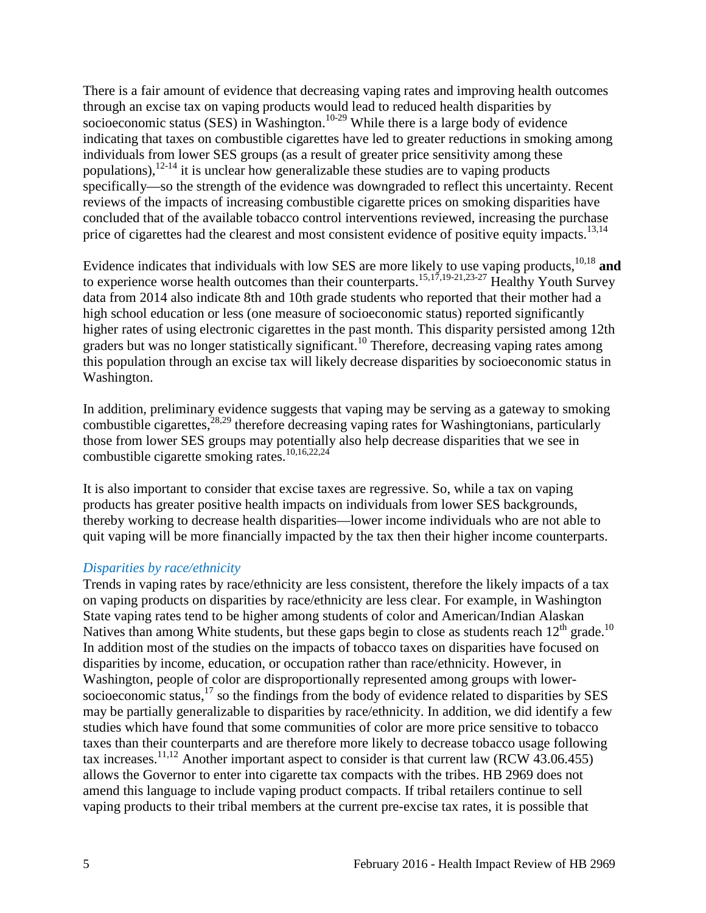There is a fair amount of evidence that decreasing vaping rates and improving health outcomes through an excise tax on vaping products would lead to reduced health disparities by socioeconomic status (SES) in Washington.[10-29] While there is a large body of evidence indicating that taxes on combustible cigarettes have led to greater reductions in smoking among individuals from lower SES groups (as a result of greater price sensitivity among these populations),[12-14] it is unclear how generalizable these studies are to vaping products specifically—so the strength of the evidence was downgraded to reflect this uncertainty. Recent reviews of the impacts of increasing combustible cigarette prices on smoking disparities have concluded that of the available tobacco control interventions reviewed, increasing the purchase price of cigarettes had the clearest and most consistent evidence of positive equity impacts.[13,14]

Evidence indicates that individuals with low SES are more likely to use vaping products,[10,18] **and** to experience worse health outcomes than their counterparts.[15,17,19-21,23-27] Healthy Youth Survey data from 2014 also indicate 8th and 10th grade students who reported that their mother had a high school education or less (one measure of socioeconomic status) reported significantly higher rates of using electronic cigarettes in the past month. This disparity persisted among 12th graders but was no longer statistically significant.[10] Therefore, decreasing vaping rates among this population through an excise tax will likely decrease disparities by socioeconomic status in Washington.

In addition, preliminary evidence suggests that vaping may be serving as a gateway to smoking combustible cigarettes,[28,29] therefore decreasing vaping rates for Washingtonians, particularly those from lower SES groups may potentially also help decrease disparities that we see in combustible cigarette smoking rates.[10,16,22,24]

It is also important to consider that excise taxes are regressive. So, while a tax on vaping products has greater positive health impacts on individuals from lower SES backgrounds, thereby working to decrease health disparities—lower income individuals who are not able to quit vaping will be more financially impacted by the tax then their higher income counterparts.

### *Disparities by race/ethnicity*

Trends in vaping rates by race/ethnicity are less consistent, therefore the likely impacts of a tax on vaping products on disparities by race/ethnicity are less clear. For example, in Washington State vaping rates tend to be higher among students of color and American/Indian Alaskan Natives than among White students, but these gaps begin to close as students reach 12th grade.[10] In addition most of the studies on the impacts of tobacco taxes on disparities have focused on disparities by income, education, or occupation rather than race/ethnicity. However, in Washington, people of color are disproportionally represented among groups with lower-socioeconomic status,[17] so the findings from the body of evidence related to disparities by SES may be partially generalizable to disparities by race/ethnicity. In addition, we did identify a few studies which have found that some communities of color are more price sensitive to tobacco taxes than their counterparts and are therefore more likely to decrease tobacco usage following tax increases.[11,12] Another important aspect to consider is that current law (RCW 43.06.455) allows the Governor to enter into cigarette tax compacts with the tribes. HB 2969 does not amend this language to include vaping product compacts. If tribal retailers continue to sell vaping products to their tribal members at the current pre-excise tax rates, it is possible that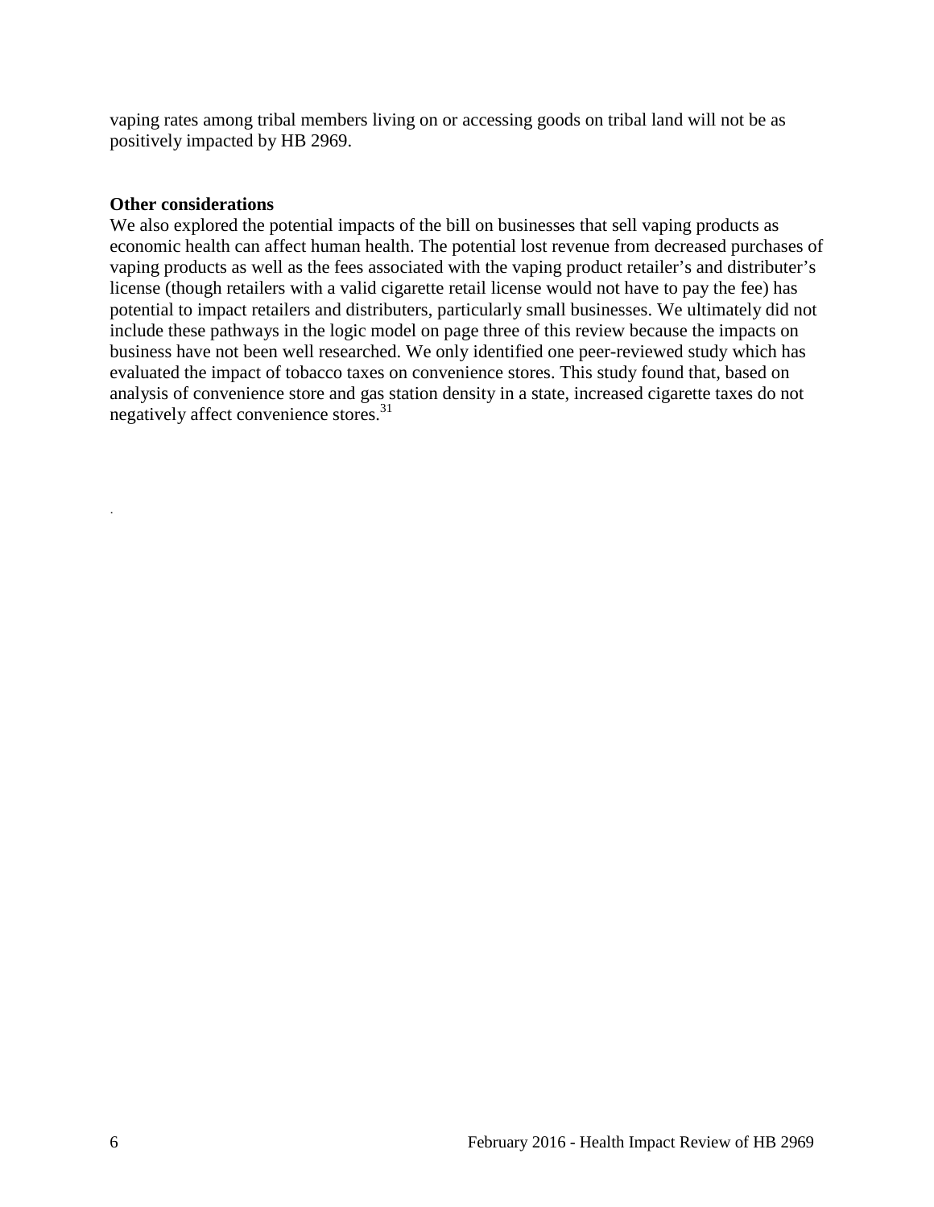vaping rates among tribal members living on or accessing goods on tribal land will not be as positively impacted by HB 2969.

**Other considerations**

We also explored the potential impacts of the bill on businesses that sell vaping products as economic health can affect human health. The potential lost revenue from decreased purchases of vaping products as well as the fees associated with the vaping product retailer's and distributer's license (though retailers with a valid cigarette retail license would not have to pay the fee) has potential to impact retailers and distributers, particularly small businesses. We ultimately did not include these pathways in the logic model on page three of this review because the impacts on business have not been well researched. We only identified one peer-reviewed study which has evaluated the impact of tobacco taxes on convenience stores. This study found that, based on analysis of convenience store and gas station density in a state, increased cigarette taxes do not negatively affect convenience stores.[31]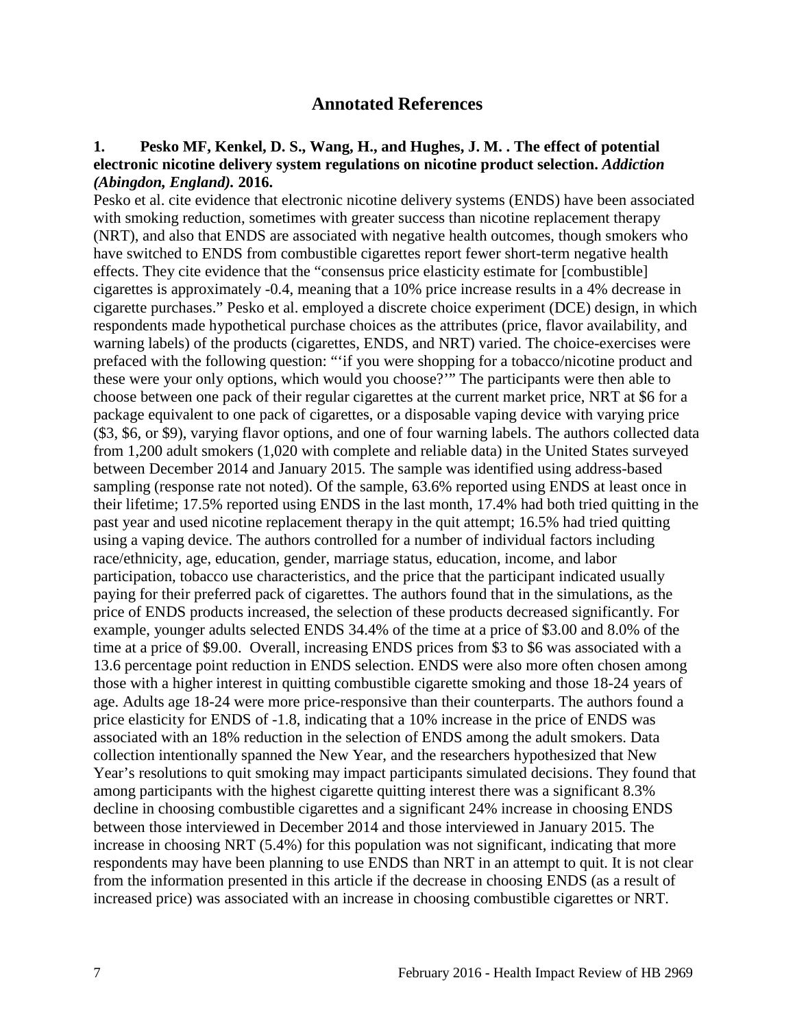## Annotated References

**1. Pesko MF, Kenkel, D. S., Wang, H., and Hughes, J. M. . The effect of potential electronic nicotine delivery system regulations on nicotine product selection.** ***Addiction (Abingdon, England).*** **2016.**

Pesko et al. cite evidence that electronic nicotine delivery systems (ENDS) have been associated with smoking reduction, sometimes with greater success than nicotine replacement therapy (NRT), and also that ENDS are associated with negative health outcomes, though smokers who have switched to ENDS from combustible cigarettes report fewer short-term negative health effects. They cite evidence that the "consensus price elasticity estimate for [combustible] cigarettes is approximately -0.4, meaning that a 10% price increase results in a 4% decrease in cigarette purchases." Pesko et al. employed a discrete choice experiment (DCE) design, in which respondents made hypothetical purchase choices as the attributes (price, flavor availability, and warning labels) of the products (cigarettes, ENDS, and NRT) varied. The choice-exercises were prefaced with the following question: "'if you were shopping for a tobacco/nicotine product and these were your only options, which would you choose?'" The participants were then able to choose between one pack of their regular cigarettes at the current market price, NRT at $6 for a package equivalent to one pack of cigarettes, or a disposable vaping device with varying price ($3, $6, or $9), varying flavor options, and one of four warning labels. The authors collected data from 1,200 adult smokers (1,020 with complete and reliable data) in the United States surveyed between December 2014 and January 2015. The sample was identified using address-based sampling (response rate not noted). Of the sample, 63.6% reported using ENDS at least once in their lifetime; 17.5% reported using ENDS in the last month, 17.4% had both tried quitting in the past year and used nicotine replacement therapy in the quit attempt; 16.5% had tried quitting using a vaping device. The authors controlled for a number of individual factors including race/ethnicity, age, education, gender, marriage status, education, income, and labor participation, tobacco use characteristics, and the price that the participant indicated usually paying for their preferred pack of cigarettes. The authors found that in the simulations, as the price of ENDS products increased, the selection of these products decreased significantly. For example, younger adults selected ENDS 34.4% of the time at a price of $3.00 and 8.0% of the time at a price of $9.00. Overall, increasing ENDS prices from $3 to $6 was associated with a 13.6 percentage point reduction in ENDS selection. ENDS were also more often chosen among those with a higher interest in quitting combustible cigarette smoking and those 18-24 years of age. Adults age 18-24 were more price-responsive than their counterparts. The authors found a price elasticity for ENDS of -1.8, indicating that a 10% increase in the price of ENDS was associated with an 18% reduction in the selection of ENDS among the adult smokers. Data collection intentionally spanned the New Year, and the researchers hypothesized that New Year's resolutions to quit smoking may impact participants simulated decisions. They found that among participants with the highest cigarette quitting interest there was a significant 8.3% decline in choosing combustible cigarettes and a significant 24% increase in choosing ENDS between those interviewed in December 2014 and those interviewed in January 2015. The increase in choosing NRT (5.4%) for this population was not significant, indicating that more respondents may have been planning to use ENDS than NRT in an attempt to quit. It is not clear from the information presented in this article if the decrease in choosing ENDS (as a result of increased price) was associated with an increase in choosing combustible cigarettes or NRT.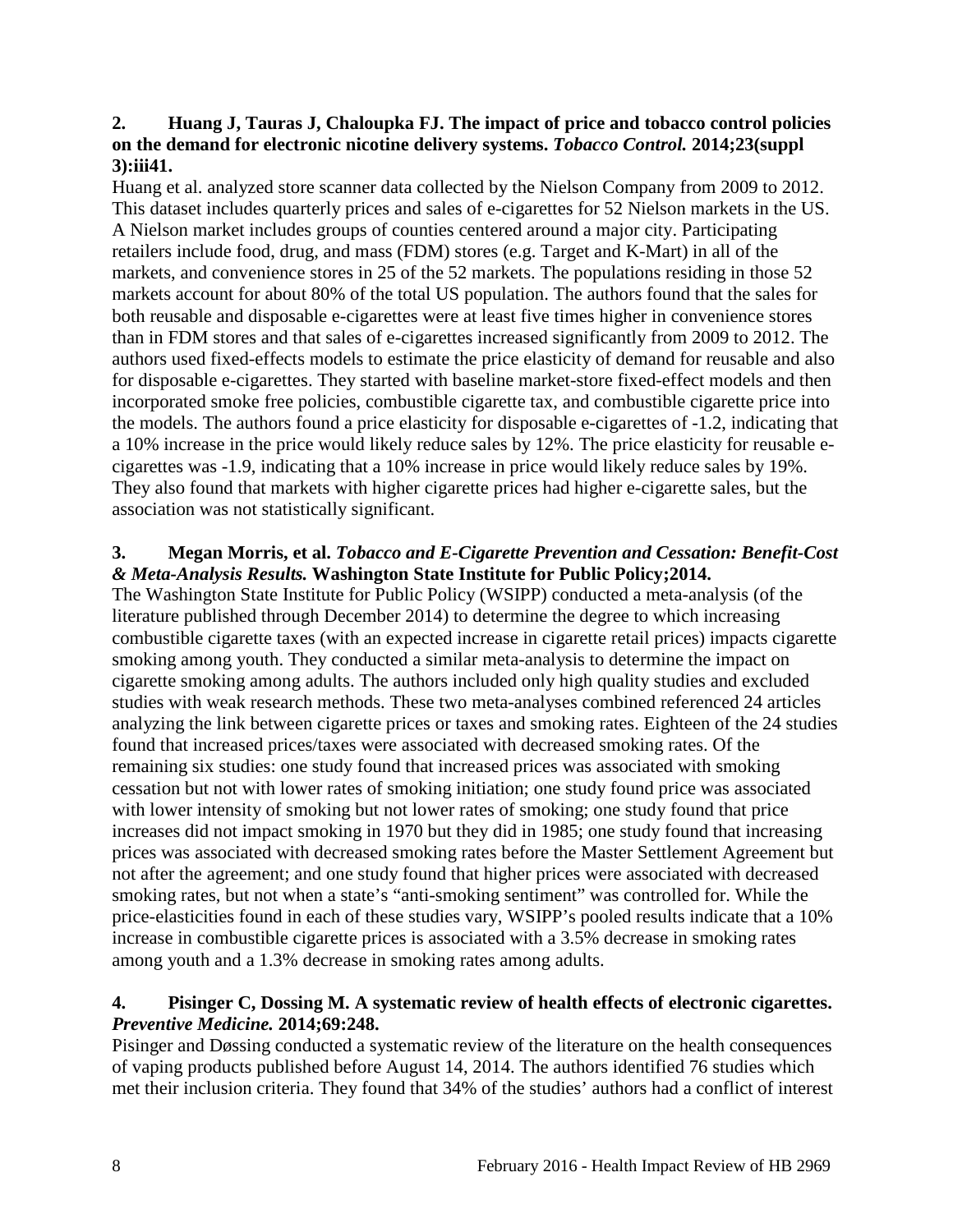**2. Huang J, Tauras J, Chaloupka FJ. The impact of price and tobacco control policies on the demand for electronic nicotine delivery systems. *Tobacco Control.* 2014;23(suppl 3):iii41.**

Huang et al. analyzed store scanner data collected by the Nielson Company from 2009 to 2012. This dataset includes quarterly prices and sales of e-cigarettes for 52 Nielson markets in the US. A Nielson market includes groups of counties centered around a major city. Participating retailers include food, drug, and mass (FDM) stores (e.g. Target and K-Mart) in all of the markets, and convenience stores in 25 of the 52 markets. The populations residing in those 52 markets account for about 80% of the total US population. The authors found that the sales for both reusable and disposable e-cigarettes were at least five times higher in convenience stores than in FDM stores and that sales of e-cigarettes increased significantly from 2009 to 2012. The authors used fixed-effects models to estimate the price elasticity of demand for reusable and also for disposable e-cigarettes. They started with baseline market-store fixed-effect models and then incorporated smoke free policies, combustible cigarette tax, and combustible cigarette price into the models. The authors found a price elasticity for disposable e-cigarettes of -1.2, indicating that a 10% increase in the price would likely reduce sales by 12%. The price elasticity for reusable e-cigarettes was -1.9, indicating that a 10% increase in price would likely reduce sales by 19%. They also found that markets with higher cigarette prices had higher e-cigarette sales, but the association was not statistically significant.

**3. Megan Morris, et al. *Tobacco and E-Cigarette Prevention and Cessation: Benefit-Cost & Meta-Analysis Results.* Washington State Institute for Public Policy;2014.**

The Washington State Institute for Public Policy (WSIPP) conducted a meta-analysis (of the literature published through December 2014) to determine the degree to which increasing combustible cigarette taxes (with an expected increase in cigarette retail prices) impacts cigarette smoking among youth. They conducted a similar meta-analysis to determine the impact on cigarette smoking among adults. The authors included only high quality studies and excluded studies with weak research methods. These two meta-analyses combined referenced 24 articles analyzing the link between cigarette prices or taxes and smoking rates. Eighteen of the 24 studies found that increased prices/taxes were associated with decreased smoking rates. Of the remaining six studies: one study found that increased prices was associated with smoking cessation but not with lower rates of smoking initiation; one study found price was associated with lower intensity of smoking but not lower rates of smoking; one study found that price increases did not impact smoking in 1970 but they did in 1985; one study found that increasing prices was associated with decreased smoking rates before the Master Settlement Agreement but not after the agreement; and one study found that higher prices were associated with decreased smoking rates, but not when a state's "anti-smoking sentiment" was controlled for. While the price-elasticities found in each of these studies vary, WSIPP's pooled results indicate that a 10% increase in combustible cigarette prices is associated with a 3.5% decrease in smoking rates among youth and a 1.3% decrease in smoking rates among adults.

**4. Pisinger C, Dossing M. A systematic review of health effects of electronic cigarettes. *Preventive Medicine.* 2014;69:248.**

Pisinger and Døssing conducted a systematic review of the literature on the health consequences of vaping products published before August 14, 2014. The authors identified 76 studies which met their inclusion criteria. They found that 34% of the studies' authors had a conflict of interest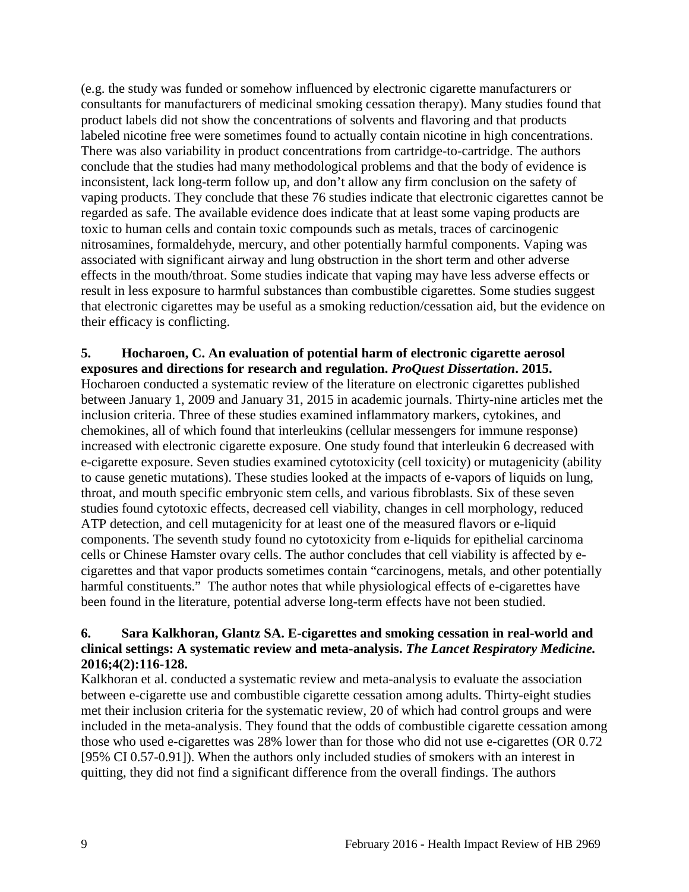(e.g. the study was funded or somehow influenced by electronic cigarette manufacturers or consultants for manufacturers of medicinal smoking cessation therapy). Many studies found that product labels did not show the concentrations of solvents and flavoring and that products labeled nicotine free were sometimes found to actually contain nicotine in high concentrations. There was also variability in product concentrations from cartridge-to-cartridge. The authors conclude that the studies had many methodological problems and that the body of evidence is inconsistent, lack long-term follow up, and don't allow any firm conclusion on the safety of vaping products. They conclude that these 76 studies indicate that electronic cigarettes cannot be regarded as safe. The available evidence does indicate that at least some vaping products are toxic to human cells and contain toxic compounds such as metals, traces of carcinogenic nitrosamines, formaldehyde, mercury, and other potentially harmful components. Vaping was associated with significant airway and lung obstruction in the short term and other adverse effects in the mouth/throat. Some studies indicate that vaping may have less adverse effects or result in less exposure to harmful substances than combustible cigarettes. Some studies suggest that electronic cigarettes may be useful as a smoking reduction/cessation aid, but the evidence on their efficacy is conflicting.

**5. Hocharoen, C. An evaluation of potential harm of electronic cigarette aerosol exposures and directions for research and regulation. *ProQuest Dissertation*. 2015.**

Hocharoen conducted a systematic review of the literature on electronic cigarettes published between January 1, 2009 and January 31, 2015 in academic journals. Thirty-nine articles met the inclusion criteria. Three of these studies examined inflammatory markers, cytokines, and chemokines, all of which found that interleukins (cellular messengers for immune response) increased with electronic cigarette exposure. One study found that interleukin 6 decreased with e-cigarette exposure. Seven studies examined cytotoxicity (cell toxicity) or mutagenicity (ability to cause genetic mutations). These studies looked at the impacts of e-vapors of liquids on lung, throat, and mouth specific embryonic stem cells, and various fibroblasts. Six of these seven studies found cytotoxic effects, decreased cell viability, changes in cell morphology, reduced ATP detection, and cell mutagenicity for at least one of the measured flavors or e-liquid components. The seventh study found no cytotoxicity from e-liquids for epithelial carcinoma cells or Chinese Hamster ovary cells. The author concludes that cell viability is affected by e-cigarettes and that vapor products sometimes contain "carcinogens, metals, and other potentially harmful constituents." The author notes that while physiological effects of e-cigarettes have been found in the literature, potential adverse long-term effects have not been studied.

**6. Sara Kalkhoran, Glantz SA. E-cigarettes and smoking cessation in real-world and clinical settings: A systematic review and meta-analysis. *The Lancet Respiratory Medicine.* 2016;4(2):116-128.**

Kalkhoran et al. conducted a systematic review and meta-analysis to evaluate the association between e-cigarette use and combustible cigarette cessation among adults. Thirty-eight studies met their inclusion criteria for the systematic review, 20 of which had control groups and were included in the meta-analysis. They found that the odds of combustible cigarette cessation among those who used e-cigarettes was 28% lower than for those who did not use e-cigarettes (OR 0.72 [95% CI 0.57-0.91]). When the authors only included studies of smokers with an interest in quitting, they did not find a significant difference from the overall findings. The authors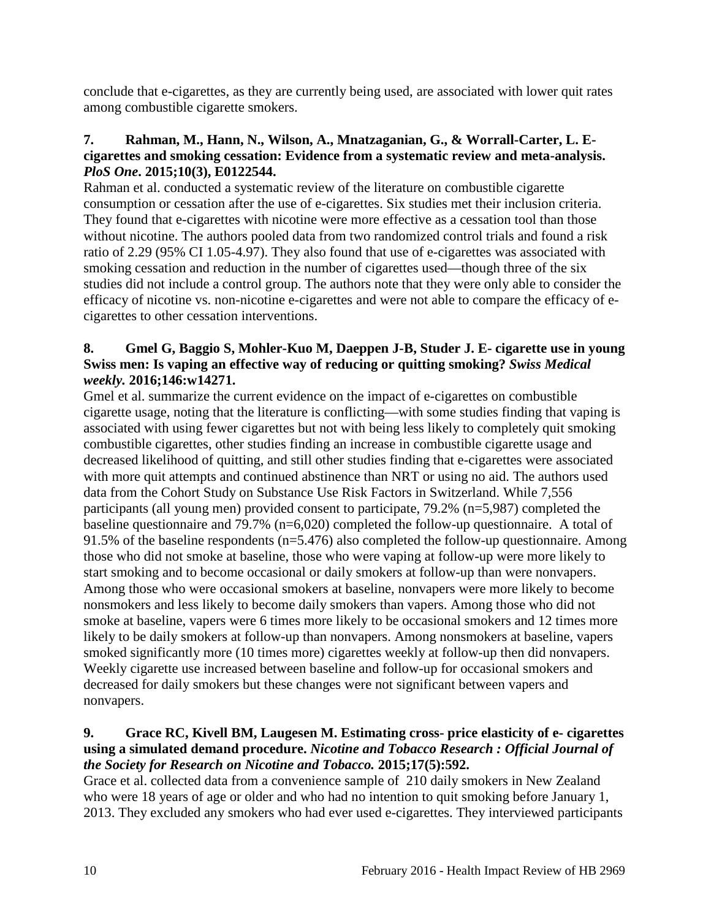conclude that e-cigarettes, as they are currently being used, are associated with lower quit rates among combustible cigarette smokers.

**7. Rahman, M., Hann, N., Wilson, A., Mnatzaganian, G., & Worrall-Carter, L. E-cigarettes and smoking cessation: Evidence from a systematic review and meta-analysis. *PloS One*. 2015;10(3), E0122544.**

Rahman et al. conducted a systematic review of the literature on combustible cigarette consumption or cessation after the use of e-cigarettes. Six studies met their inclusion criteria. They found that e-cigarettes with nicotine were more effective as a cessation tool than those without nicotine. The authors pooled data from two randomized control trials and found a risk ratio of 2.29 (95% CI 1.05-4.97). They also found that use of e-cigarettes was associated with smoking cessation and reduction in the number of cigarettes used—though three of the six studies did not include a control group. The authors note that they were only able to consider the efficacy of nicotine vs. non-nicotine e-cigarettes and were not able to compare the efficacy of e-cigarettes to other cessation interventions.

**8. Gmel G, Baggio S, Mohler-Kuo M, Daeppen J-B, Studer J. E- cigarette use in young Swiss men: Is vaping an effective way of reducing or quitting smoking? *Swiss Medical weekly.* 2016;146:w14271.**

Gmel et al. summarize the current evidence on the impact of e-cigarettes on combustible cigarette usage, noting that the literature is conflicting—with some studies finding that vaping is associated with using fewer cigarettes but not with being less likely to completely quit smoking combustible cigarettes, other studies finding an increase in combustible cigarette usage and decreased likelihood of quitting, and still other studies finding that e-cigarettes were associated with more quit attempts and continued abstinence than NRT or using no aid. The authors used data from the Cohort Study on Substance Use Risk Factors in Switzerland. While 7,556 participants (all young men) provided consent to participate, 79.2% (n=5,987) completed the baseline questionnaire and 79.7% (n=6,020) completed the follow-up questionnaire. A total of 91.5% of the baseline respondents (n=5.476) also completed the follow-up questionnaire. Among those who did not smoke at baseline, those who were vaping at follow-up were more likely to start smoking and to become occasional or daily smokers at follow-up than were nonvapers. Among those who were occasional smokers at baseline, nonvapers were more likely to become nonsmokers and less likely to become daily smokers than vapers. Among those who did not smoke at baseline, vapers were 6 times more likely to be occasional smokers and 12 times more likely to be daily smokers at follow-up than nonvapers. Among nonsmokers at baseline, vapers smoked significantly more (10 times more) cigarettes weekly at follow-up then did nonvapers. Weekly cigarette use increased between baseline and follow-up for occasional smokers and decreased for daily smokers but these changes were not significant between vapers and nonvapers.

**9. Grace RC, Kivell BM, Laugesen M. Estimating cross- price elasticity of e- cigarettes using a simulated demand procedure. *Nicotine and Tobacco Research : Official Journal of the Society for Research on Nicotine and Tobacco.* 2015;17(5):592.**

Grace et al. collected data from a convenience sample of 210 daily smokers in New Zealand who were 18 years of age or older and who had no intention to quit smoking before January 1, 2013. They excluded any smokers who had ever used e-cigarettes. They interviewed participants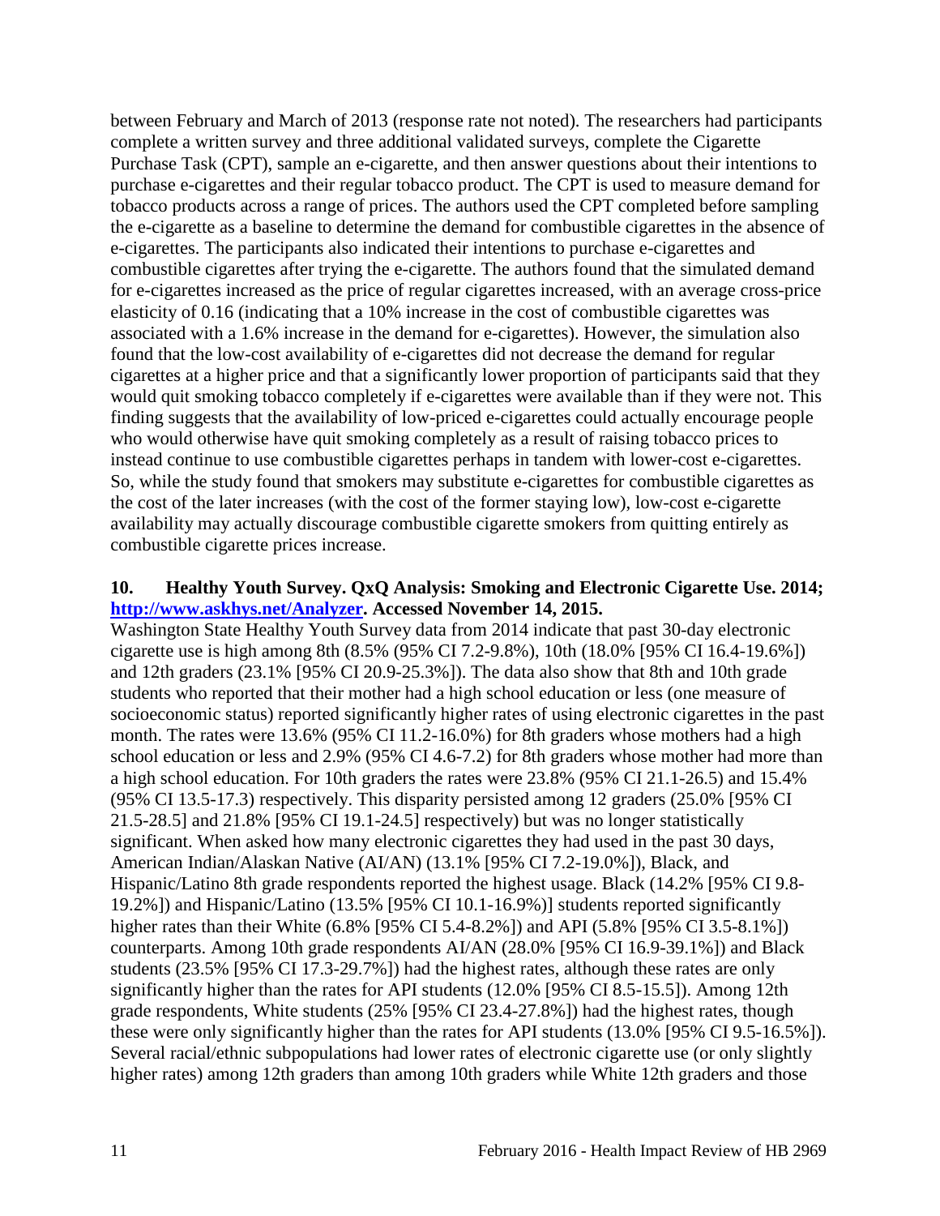between February and March of 2013 (response rate not noted). The researchers had participants complete a written survey and three additional validated surveys, complete the Cigarette Purchase Task (CPT), sample an e-cigarette, and then answer questions about their intentions to purchase e-cigarettes and their regular tobacco product. The CPT is used to measure demand for tobacco products across a range of prices. The authors used the CPT completed before sampling the e-cigarette as a baseline to determine the demand for combustible cigarettes in the absence of e-cigarettes. The participants also indicated their intentions to purchase e-cigarettes and combustible cigarettes after trying the e-cigarette. The authors found that the simulated demand for e-cigarettes increased as the price of regular cigarettes increased, with an average cross-price elasticity of 0.16 (indicating that a 10% increase in the cost of combustible cigarettes was associated with a 1.6% increase in the demand for e-cigarettes). However, the simulation also found that the low-cost availability of e-cigarettes did not decrease the demand for regular cigarettes at a higher price and that a significantly lower proportion of participants said that they would quit smoking tobacco completely if e-cigarettes were available than if they were not. This finding suggests that the availability of low-priced e-cigarettes could actually encourage people who would otherwise have quit smoking completely as a result of raising tobacco prices to instead continue to use combustible cigarettes perhaps in tandem with lower-cost e-cigarettes. So, while the study found that smokers may substitute e-cigarettes for combustible cigarettes as the cost of the later increases (with the cost of the former staying low), low-cost e-cigarette availability may actually discourage combustible cigarette smokers from quitting entirely as combustible cigarette prices increase.

**10. Healthy Youth Survey. QxQ Analysis: Smoking and Electronic Cigarette Use. 2014; [http://www.askhys.net/Analyzer](http://www.askhys.net/Analyzer). Accessed November 14, 2015.**

Washington State Healthy Youth Survey data from 2014 indicate that past 30-day electronic cigarette use is high among 8th (8.5% (95% CI 7.2-9.8%), 10th (18.0% [95% CI 16.4-19.6%]) and 12th graders (23.1% [95% CI 20.9-25.3%]). The data also show that 8th and 10th grade students who reported that their mother had a high school education or less (one measure of socioeconomic status) reported significantly higher rates of using electronic cigarettes in the past month. The rates were 13.6% (95% CI 11.2-16.0%) for 8th graders whose mothers had a high school education or less and 2.9% (95% CI 4.6-7.2) for 8th graders whose mother had more than a high school education. For 10th graders the rates were 23.8% (95% CI 21.1-26.5) and 15.4% (95% CI 13.5-17.3) respectively. This disparity persisted among 12 graders (25.0% [95% CI 21.5-28.5] and 21.8% [95% CI 19.1-24.5] respectively) but was no longer statistically significant. When asked how many electronic cigarettes they had used in the past 30 days, American Indian/Alaskan Native (AI/AN) (13.1% [95% CI 7.2-19.0%]), Black, and Hispanic/Latino 8th grade respondents reported the highest usage. Black (14.2% [95% CI 9.8-19.2%]) and Hispanic/Latino (13.5% [95% CI 10.1-16.9%)] students reported significantly higher rates than their White (6.8% [95% CI 5.4-8.2%]) and API (5.8% [95% CI 3.5-8.1%]) counterparts. Among 10th grade respondents AI/AN (28.0% [95% CI 16.9-39.1%]) and Black students (23.5% [95% CI 17.3-29.7%]) had the highest rates, although these rates are only significantly higher than the rates for API students (12.0% [95% CI 8.5-15.5]). Among 12th grade respondents, White students (25% [95% CI 23.4-27.8%]) had the highest rates, though these were only significantly higher than the rates for API students (13.0% [95% CI 9.5-16.5%]). Several racial/ethnic subpopulations had lower rates of electronic cigarette use (or only slightly higher rates) among 12th graders than among 10th graders while White 12th graders and those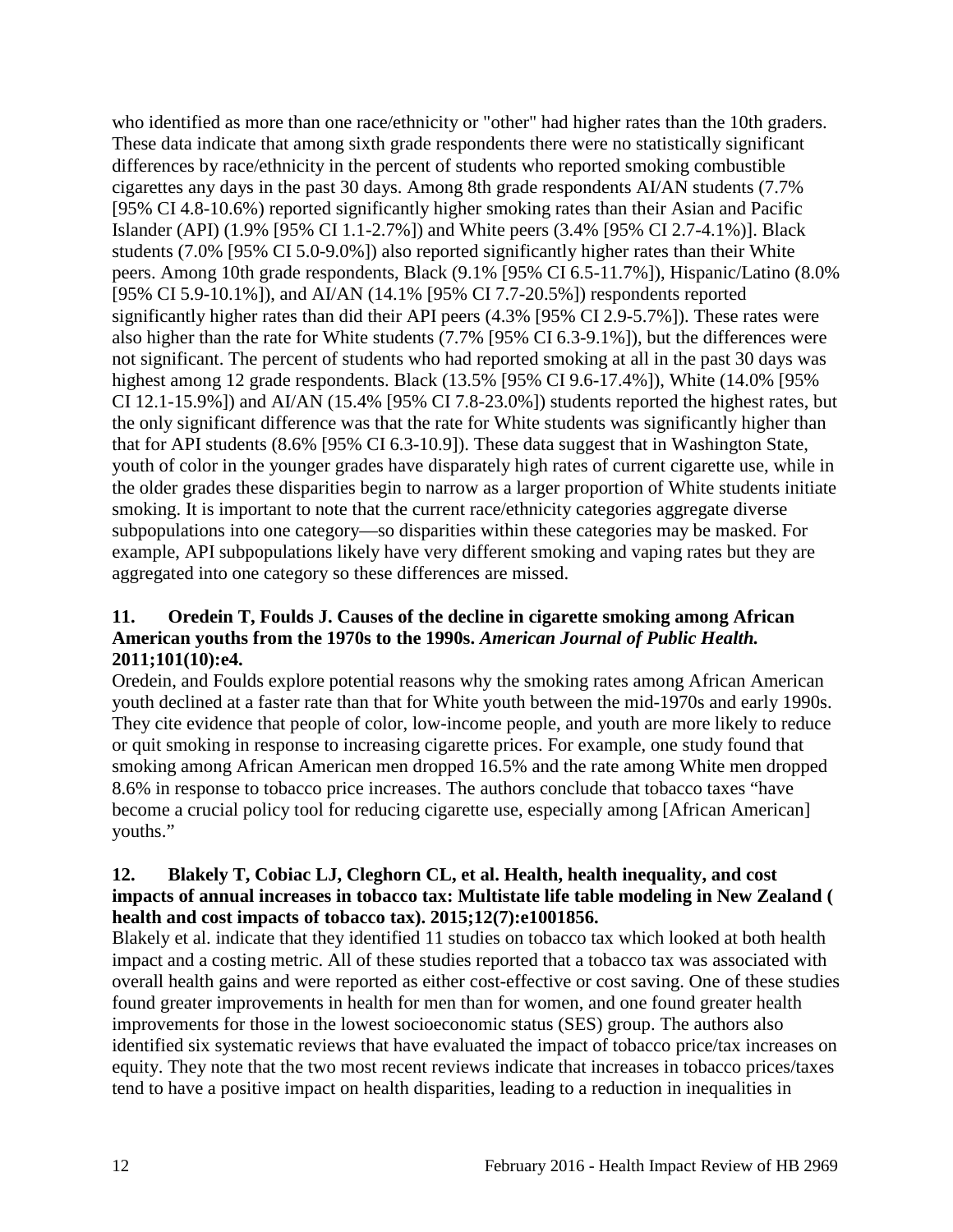who identified as more than one race/ethnicity or "other" had higher rates than the 10th graders. These data indicate that among sixth grade respondents there were no statistically significant differences by race/ethnicity in the percent of students who reported smoking combustible cigarettes any days in the past 30 days. Among 8th grade respondents AI/AN students (7.7% [95% CI 4.8-10.6%) reported significantly higher smoking rates than their Asian and Pacific Islander (API) (1.9% [95% CI 1.1-2.7%]) and White peers (3.4% [95% CI 2.7-4.1%)]. Black students (7.0% [95% CI 5.0-9.0%]) also reported significantly higher rates than their White peers. Among 10th grade respondents, Black (9.1% [95% CI 6.5-11.7%]), Hispanic/Latino (8.0% [95% CI 5.9-10.1%]), and AI/AN (14.1% [95% CI 7.7-20.5%]) respondents reported significantly higher rates than did their API peers (4.3% [95% CI 2.9-5.7%]). These rates were also higher than the rate for White students (7.7% [95% CI 6.3-9.1%]), but the differences were not significant. The percent of students who had reported smoking at all in the past 30 days was highest among 12 grade respondents. Black (13.5% [95% CI 9.6-17.4%]), White (14.0% [95% CI 12.1-15.9%]) and AI/AN (15.4% [95% CI 7.8-23.0%]) students reported the highest rates, but the only significant difference was that the rate for White students was significantly higher than that for API students (8.6% [95% CI 6.3-10.9]). These data suggest that in Washington State, youth of color in the younger grades have disparately high rates of current cigarette use, while in the older grades these disparities begin to narrow as a larger proportion of White students initiate smoking. It is important to note that the current race/ethnicity categories aggregate diverse subpopulations into one category—so disparities within these categories may be masked. For example, API subpopulations likely have very different smoking and vaping rates but they are aggregated into one category so these differences are missed.

**11. Oredein T, Foulds J. Causes of the decline in cigarette smoking among African American youths from the 1970s to the 1990s.** ***American Journal of Public Health.*** **2011;101(10):e4.**

Oredein, and Foulds explore potential reasons why the smoking rates among African American youth declined at a faster rate than that for White youth between the mid-1970s and early 1990s. They cite evidence that people of color, low-income people, and youth are more likely to reduce or quit smoking in response to increasing cigarette prices. For example, one study found that smoking among African American men dropped 16.5% and the rate among White men dropped 8.6% in response to tobacco price increases. The authors conclude that tobacco taxes "have become a crucial policy tool for reducing cigarette use, especially among [African American] youths."

**12. Blakely T, Cobiac LJ, Cleghorn CL, et al. Health, health inequality, and cost impacts of annual increases in tobacco tax: Multistate life table modeling in New Zealand ( health and cost impacts of tobacco tax). 2015;12(7):e1001856.**

Blakely et al. indicate that they identified 11 studies on tobacco tax which looked at both health impact and a costing metric. All of these studies reported that a tobacco tax was associated with overall health gains and were reported as either cost-effective or cost saving. One of these studies found greater improvements in health for men than for women, and one found greater health improvements for those in the lowest socioeconomic status (SES) group. The authors also identified six systematic reviews that have evaluated the impact of tobacco price/tax increases on equity. They note that the two most recent reviews indicate that increases in tobacco prices/taxes tend to have a positive impact on health disparities, leading to a reduction in inequalities in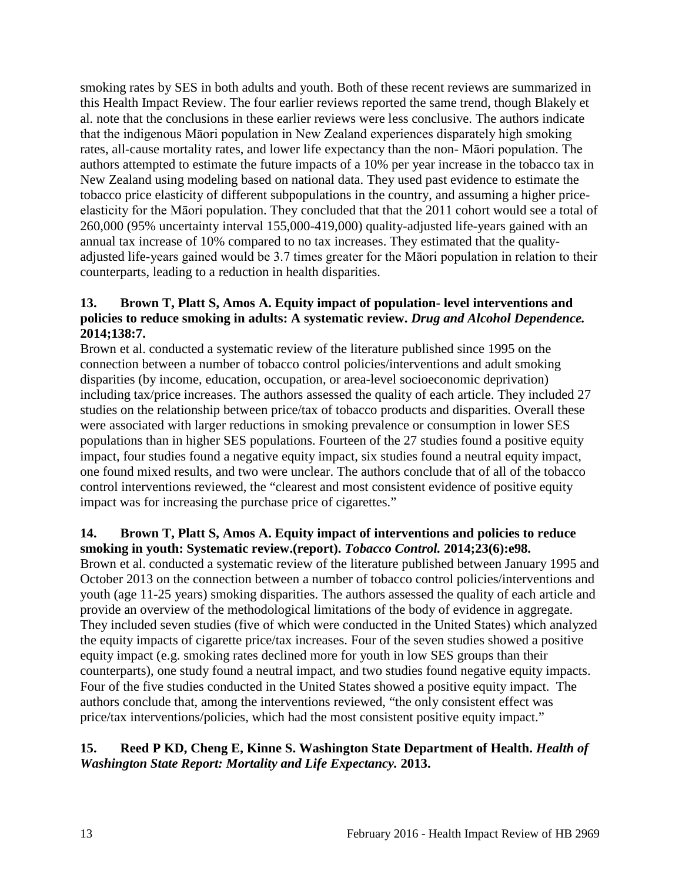smoking rates by SES in both adults and youth. Both of these recent reviews are summarized in this Health Impact Review. The four earlier reviews reported the same trend, though Blakely et al. note that the conclusions in these earlier reviews were less conclusive. The authors indicate that the indigenous Māori population in New Zealand experiences disparately high smoking rates, all-cause mortality rates, and lower life expectancy than the non- Māori population. The authors attempted to estimate the future impacts of a 10% per year increase in the tobacco tax in New Zealand using modeling based on national data. They used past evidence to estimate the tobacco price elasticity of different subpopulations in the country, and assuming a higher price-elasticity for the Māori population. They concluded that that the 2011 cohort would see a total of 260,000 (95% uncertainty interval 155,000-419,000) quality-adjusted life-years gained with an annual tax increase of 10% compared to no tax increases. They estimated that the quality-adjusted life-years gained would be 3.7 times greater for the Māori population in relation to their counterparts, leading to a reduction in health disparities.

**13. Brown T, Platt S, Amos A. Equity impact of population- level interventions and policies to reduce smoking in adults: A systematic review. *Drug and Alcohol Dependence.* 2014;138:7.**

Brown et al. conducted a systematic review of the literature published since 1995 on the connection between a number of tobacco control policies/interventions and adult smoking disparities (by income, education, occupation, or area-level socioeconomic deprivation) including tax/price increases. The authors assessed the quality of each article. They included 27 studies on the relationship between price/tax of tobacco products and disparities. Overall these were associated with larger reductions in smoking prevalence or consumption in lower SES populations than in higher SES populations. Fourteen of the 27 studies found a positive equity impact, four studies found a negative equity impact, six studies found a neutral equity impact, one found mixed results, and two were unclear. The authors conclude that of all of the tobacco control interventions reviewed, the "clearest and most consistent evidence of positive equity impact was for increasing the purchase price of cigarettes."

**14. Brown T, Platt S, Amos A. Equity impact of interventions and policies to reduce smoking in youth: Systematic review.(report). *Tobacco Control.* 2014;23(6):e98.**

Brown et al. conducted a systematic review of the literature published between January 1995 and October 2013 on the connection between a number of tobacco control policies/interventions and youth (age 11-25 years) smoking disparities. The authors assessed the quality of each article and provide an overview of the methodological limitations of the body of evidence in aggregate. They included seven studies (five of which were conducted in the United States) which analyzed the equity impacts of cigarette price/tax increases. Four of the seven studies showed a positive equity impact (e.g. smoking rates declined more for youth in low SES groups than their counterparts), one study found a neutral impact, and two studies found negative equity impacts. Four of the five studies conducted in the United States showed a positive equity impact. The authors conclude that, among the interventions reviewed, "the only consistent effect was price/tax interventions/policies, which had the most consistent positive equity impact."

**15. Reed P KD, Cheng E, Kinne S. Washington State Department of Health. *Health of Washington State Report: Mortality and Life Expectancy.* 2013.**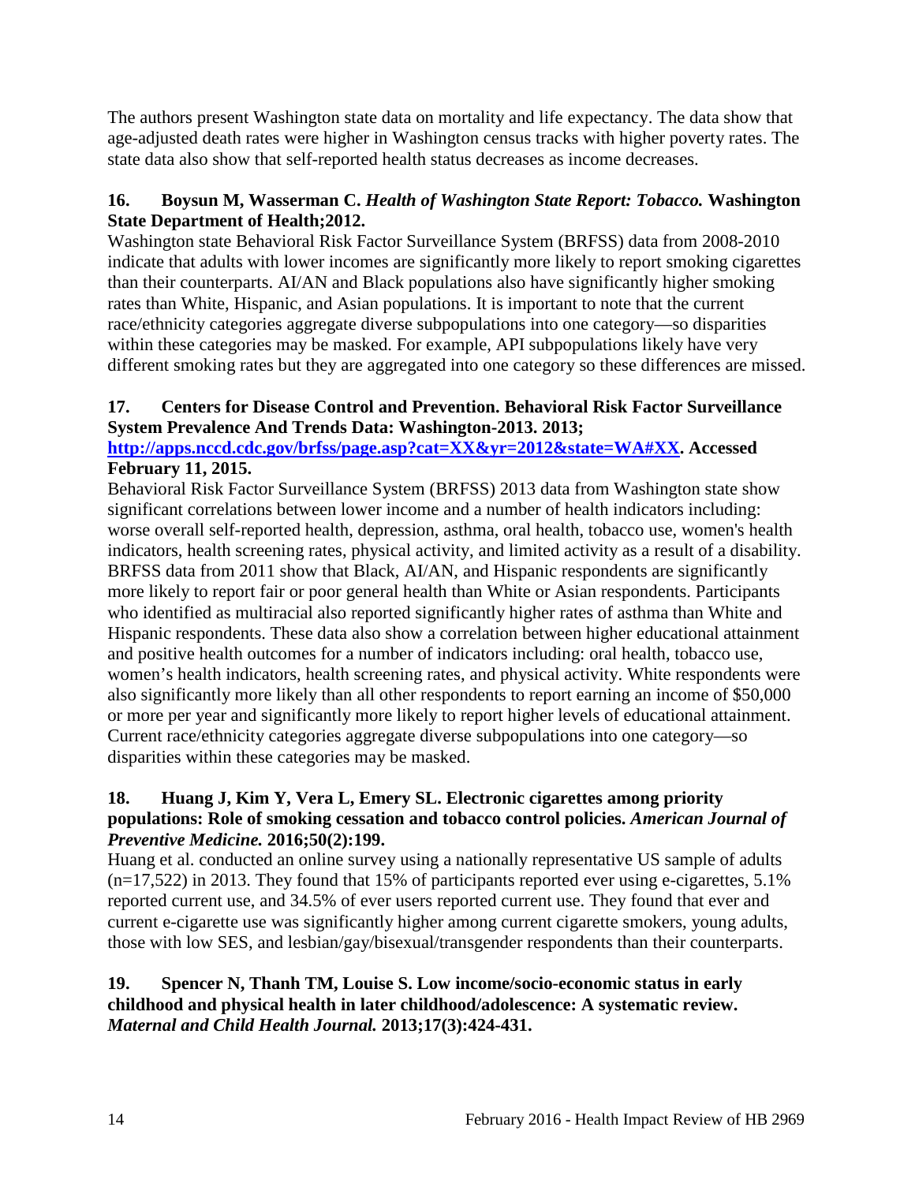The authors present Washington state data on mortality and life expectancy. The data show that age-adjusted death rates were higher in Washington census tracks with higher poverty rates. The state data also show that self-reported health status decreases as income decreases.

**16. Boysun M, Wasserman C. *Health of Washington State Report: Tobacco.* Washington State Department of Health;2012.**

Washington state Behavioral Risk Factor Surveillance System (BRFSS) data from 2008-2010 indicate that adults with lower incomes are significantly more likely to report smoking cigarettes than their counterparts. AI/AN and Black populations also have significantly higher smoking rates than White, Hispanic, and Asian populations. It is important to note that the current race/ethnicity categories aggregate diverse subpopulations into one category—so disparities within these categories may be masked. For example, API subpopulations likely have very different smoking rates but they are aggregated into one category so these differences are missed.

**17. Centers for Disease Control and Prevention. Behavioral Risk Factor Surveillance System Prevalence And Trends Data: Washington-2013. 2013; [http://apps.nccd.cdc.gov/brfss/page.asp?cat=XX&yr=2012&state=WA#XX](http://apps.nccd.cdc.gov/brfss/page.asp?cat=XX&yr=2012&state=WA#XX). Accessed February 11, 2015.**

Behavioral Risk Factor Surveillance System (BRFSS) 2013 data from Washington state show significant correlations between lower income and a number of health indicators including: worse overall self-reported health, depression, asthma, oral health, tobacco use, women's health indicators, health screening rates, physical activity, and limited activity as a result of a disability. BRFSS data from 2011 show that Black, AI/AN, and Hispanic respondents are significantly more likely to report fair or poor general health than White or Asian respondents. Participants who identified as multiracial also reported significantly higher rates of asthma than White and Hispanic respondents. These data also show a correlation between higher educational attainment and positive health outcomes for a number of indicators including: oral health, tobacco use, women's health indicators, health screening rates, and physical activity. White respondents were also significantly more likely than all other respondents to report earning an income of $50,000 or more per year and significantly more likely to report higher levels of educational attainment. Current race/ethnicity categories aggregate diverse subpopulations into one category—so disparities within these categories may be masked.

**18. Huang J, Kim Y, Vera L, Emery SL. Electronic cigarettes among priority populations: Role of smoking cessation and tobacco control policies. *American Journal of Preventive Medicine.* 2016;50(2):199.**

Huang et al. conducted an online survey using a nationally representative US sample of adults (n=17,522) in 2013. They found that 15% of participants reported ever using e-cigarettes, 5.1% reported current use, and 34.5% of ever users reported current use. They found that ever and current e-cigarette use was significantly higher among current cigarette smokers, young adults, those with low SES, and lesbian/gay/bisexual/transgender respondents than their counterparts.

**19. Spencer N, Thanh TM, Louise S. Low income/socio-economic status in early childhood and physical health in later childhood/adolescence: A systematic review. *Maternal and Child Health Journal.* 2013;17(3):424-431.**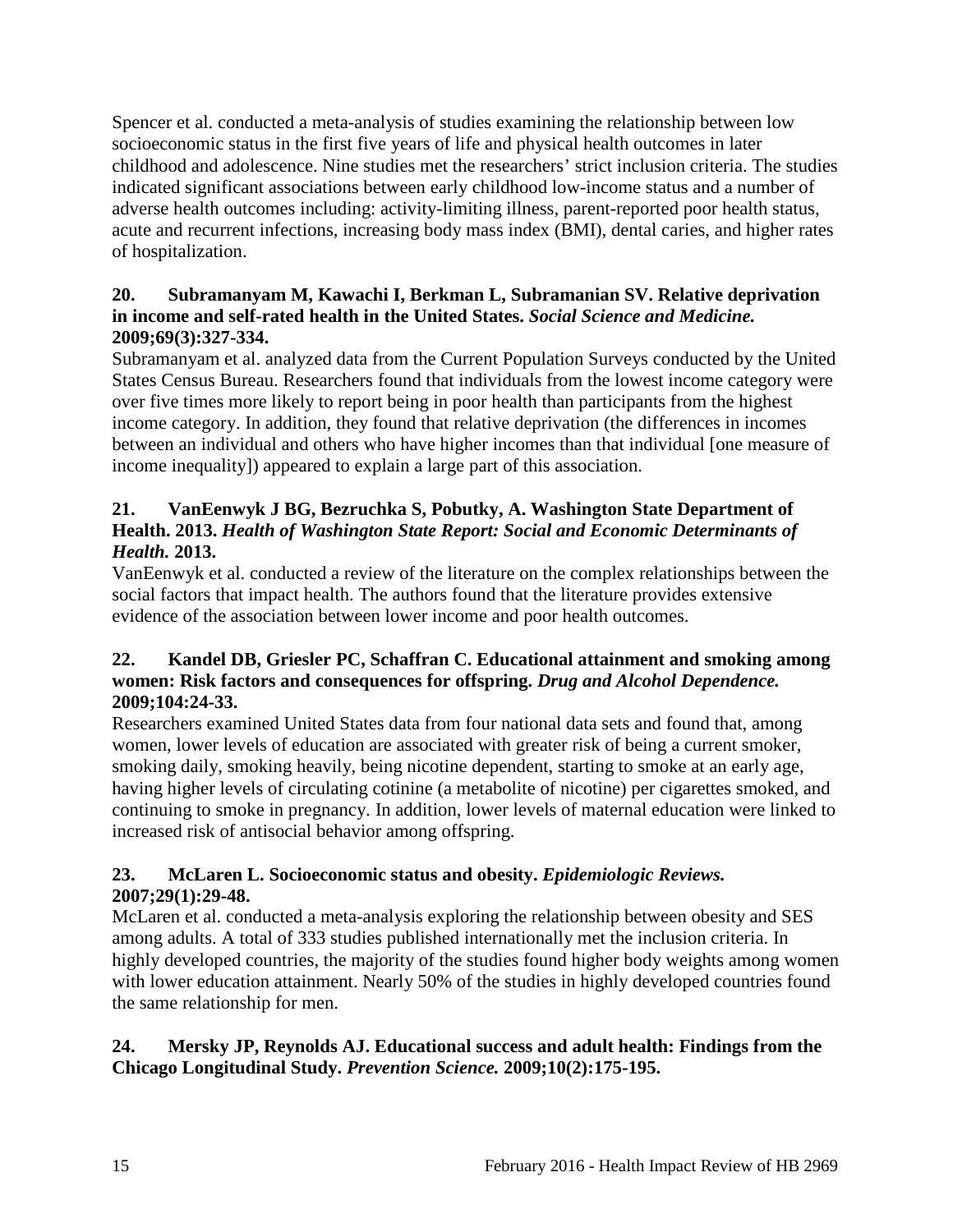Spencer et al. conducted a meta-analysis of studies examining the relationship between low socioeconomic status in the first five years of life and physical health outcomes in later childhood and adolescence. Nine studies met the researchers' strict inclusion criteria. The studies indicated significant associations between early childhood low-income status and a number of adverse health outcomes including: activity-limiting illness, parent-reported poor health status, acute and recurrent infections, increasing body mass index (BMI), dental caries, and higher rates of hospitalization.

**20. Subramanyam M, Kawachi I, Berkman L, Subramanian SV. Relative deprivation in income and self-rated health in the United States. *Social Science and Medicine.* 2009;69(3):327-334.**

Subramanyam et al. analyzed data from the Current Population Surveys conducted by the United States Census Bureau. Researchers found that individuals from the lowest income category were over five times more likely to report being in poor health than participants from the highest income category. In addition, they found that relative deprivation (the differences in incomes between an individual and others who have higher incomes than that individual [one measure of income inequality]) appeared to explain a large part of this association.

**21. VanEenwyk J BG, Bezruchka S, Pobutky, A. Washington State Department of Health. 2013. *Health of Washington State Report: Social and Economic Determinants of Health.* 2013.**

VanEenwyk et al. conducted a review of the literature on the complex relationships between the social factors that impact health. The authors found that the literature provides extensive evidence of the association between lower income and poor health outcomes.

**22. Kandel DB, Griesler PC, Schaffran C. Educational attainment and smoking among women: Risk factors and consequences for offspring. *Drug and Alcohol Dependence.* 2009;104:24-33.**

Researchers examined United States data from four national data sets and found that, among women, lower levels of education are associated with greater risk of being a current smoker, smoking daily, smoking heavily, being nicotine dependent, starting to smoke at an early age, having higher levels of circulating cotinine (a metabolite of nicotine) per cigarettes smoked, and continuing to smoke in pregnancy. In addition, lower levels of maternal education were linked to increased risk of antisocial behavior among offspring.

**23. McLaren L. Socioeconomic status and obesity. *Epidemiologic Reviews.* 2007;29(1):29-48.**

McLaren et al. conducted a meta-analysis exploring the relationship between obesity and SES among adults. A total of 333 studies published internationally met the inclusion criteria. In highly developed countries, the majority of the studies found higher body weights among women with lower education attainment. Nearly 50% of the studies in highly developed countries found the same relationship for men.

**24. Mersky JP, Reynolds AJ. Educational success and adult health: Findings from the Chicago Longitudinal Study. *Prevention Science.* 2009;10(2):175-195.**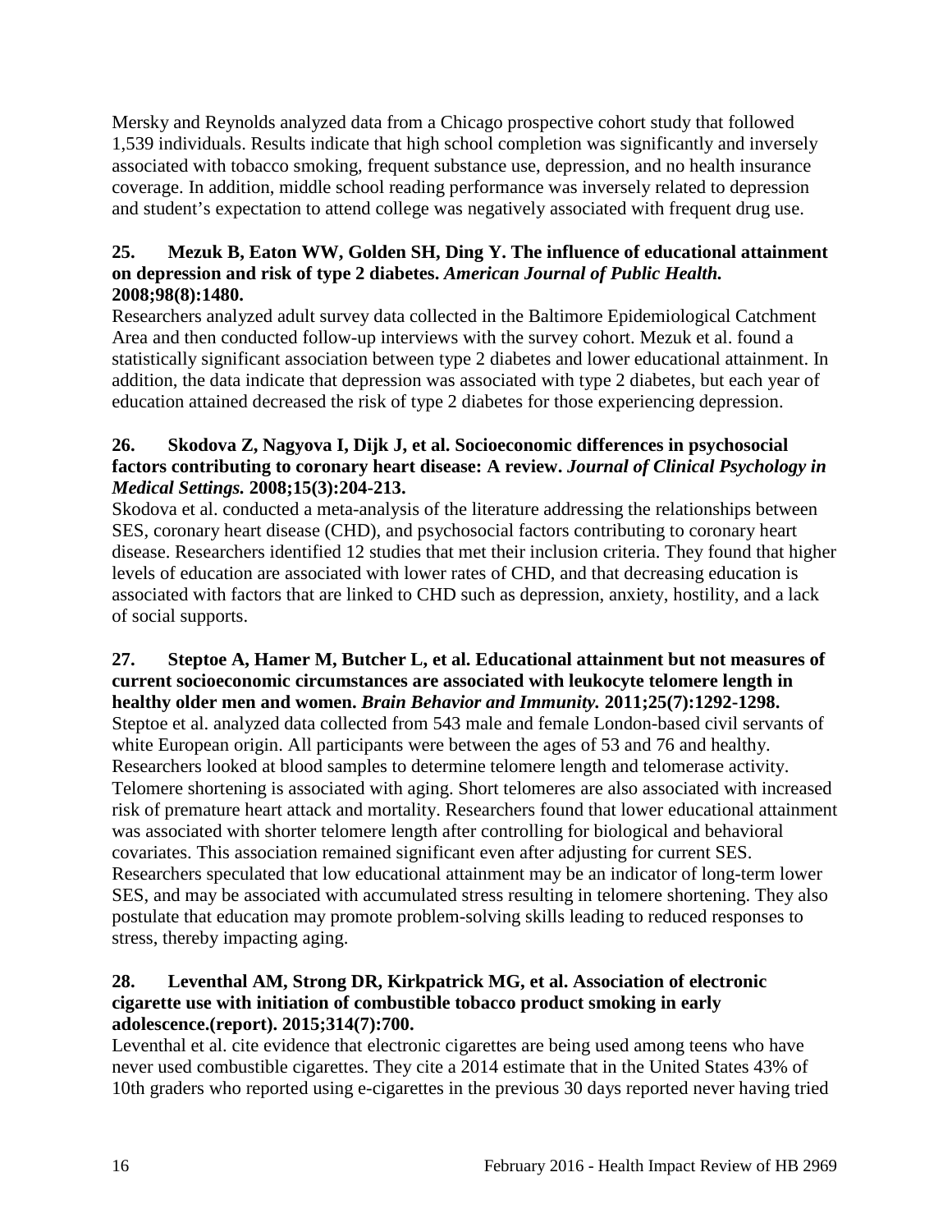Mersky and Reynolds analyzed data from a Chicago prospective cohort study that followed 1,539 individuals. Results indicate that high school completion was significantly and inversely associated with tobacco smoking, frequent substance use, depression, and no health insurance coverage. In addition, middle school reading performance was inversely related to depression and student's expectation to attend college was negatively associated with frequent drug use.

**25. Mezuk B, Eaton WW, Golden SH, Ding Y. The influence of educational attainment on depression and risk of type 2 diabetes. *American Journal of Public Health.* 2008;98(8):1480.**

Researchers analyzed adult survey data collected in the Baltimore Epidemiological Catchment Area and then conducted follow-up interviews with the survey cohort. Mezuk et al. found a statistically significant association between type 2 diabetes and lower educational attainment. In addition, the data indicate that depression was associated with type 2 diabetes, but each year of education attained decreased the risk of type 2 diabetes for those experiencing depression.

**26. Skodova Z, Nagyova I, Dijk J, et al. Socioeconomic differences in psychosocial factors contributing to coronary heart disease: A review. *Journal of Clinical Psychology in Medical Settings.* 2008;15(3):204-213.**

Skodova et al. conducted a meta-analysis of the literature addressing the relationships between SES, coronary heart disease (CHD), and psychosocial factors contributing to coronary heart disease. Researchers identified 12 studies that met their inclusion criteria. They found that higher levels of education are associated with lower rates of CHD, and that decreasing education is associated with factors that are linked to CHD such as depression, anxiety, hostility, and a lack of social supports.

**27. Steptoe A, Hamer M, Butcher L, et al. Educational attainment but not measures of current socioeconomic circumstances are associated with leukocyte telomere length in healthy older men and women. *Brain Behavior and Immunity.* 2011;25(7):1292-1298.**

Steptoe et al. analyzed data collected from 543 male and female London-based civil servants of white European origin. All participants were between the ages of 53 and 76 and healthy. Researchers looked at blood samples to determine telomere length and telomerase activity. Telomere shortening is associated with aging. Short telomeres are also associated with increased risk of premature heart attack and mortality. Researchers found that lower educational attainment was associated with shorter telomere length after controlling for biological and behavioral covariates. This association remained significant even after adjusting for current SES. Researchers speculated that low educational attainment may be an indicator of long-term lower SES, and may be associated with accumulated stress resulting in telomere shortening. They also postulate that education may promote problem-solving skills leading to reduced responses to stress, thereby impacting aging.

**28. Leventhal AM, Strong DR, Kirkpatrick MG, et al. Association of electronic cigarette use with initiation of combustible tobacco product smoking in early adolescence.(report). 2015;314(7):700.**

Leventhal et al. cite evidence that electronic cigarettes are being used among teens who have never used combustible cigarettes. They cite a 2014 estimate that in the United States 43% of 10th graders who reported using e-cigarettes in the previous 30 days reported never having tried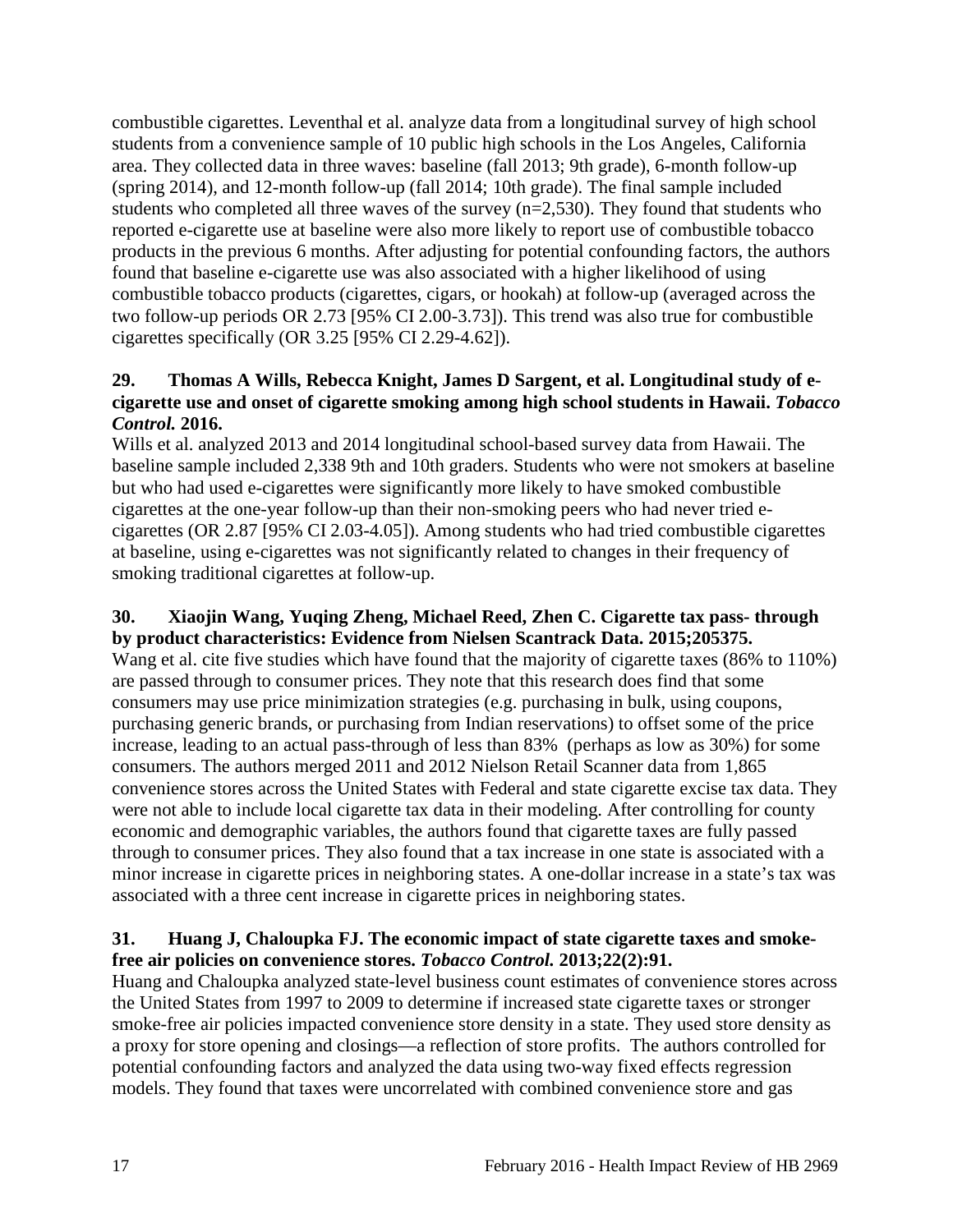combustible cigarettes. Leventhal et al. analyze data from a longitudinal survey of high school students from a convenience sample of 10 public high schools in the Los Angeles, California area. They collected data in three waves: baseline (fall 2013; 9th grade), 6-month follow-up (spring 2014), and 12-month follow-up (fall 2014; 10th grade). The final sample included students who completed all three waves of the survey (n=2,530). They found that students who reported e-cigarette use at baseline were also more likely to report use of combustible tobacco products in the previous 6 months. After adjusting for potential confounding factors, the authors found that baseline e-cigarette use was also associated with a higher likelihood of using combustible tobacco products (cigarettes, cigars, or hookah) at follow-up (averaged across the two follow-up periods OR 2.73 [95% CI 2.00-3.73]). This trend was also true for combustible cigarettes specifically (OR 3.25 [95% CI 2.29-4.62]).

**29. Thomas A Wills, Rebecca Knight, James D Sargent, et al. Longitudinal study of e-cigarette use and onset of cigarette smoking among high school students in Hawaii. *Tobacco Control.* 2016.**

Wills et al. analyzed 2013 and 2014 longitudinal school-based survey data from Hawaii. The baseline sample included 2,338 9th and 10th graders. Students who were not smokers at baseline but who had used e-cigarettes were significantly more likely to have smoked combustible cigarettes at the one-year follow-up than their non-smoking peers who had never tried e-cigarettes (OR 2.87 [95% CI 2.03-4.05]). Among students who had tried combustible cigarettes at baseline, using e-cigarettes was not significantly related to changes in their frequency of smoking traditional cigarettes at follow-up.

**30. Xiaojin Wang, Yuqing Zheng, Michael Reed, Zhen C. Cigarette tax pass- through by product characteristics: Evidence from Nielsen Scantrack Data. 2015;205375.**

Wang et al. cite five studies which have found that the majority of cigarette taxes (86% to 110%) are passed through to consumer prices. They note that this research does find that some consumers may use price minimization strategies (e.g. purchasing in bulk, using coupons, purchasing generic brands, or purchasing from Indian reservations) to offset some of the price increase, leading to an actual pass-through of less than 83% (perhaps as low as 30%) for some consumers. The authors merged 2011 and 2012 Nielson Retail Scanner data from 1,865 convenience stores across the United States with Federal and state cigarette excise tax data. They were not able to include local cigarette tax data in their modeling. After controlling for county economic and demographic variables, the authors found that cigarette taxes are fully passed through to consumer prices. They also found that a tax increase in one state is associated with a minor increase in cigarette prices in neighboring states. A one-dollar increase in a state's tax was associated with a three cent increase in cigarette prices in neighboring states.

**31. Huang J, Chaloupka FJ. The economic impact of state cigarette taxes and smoke-free air policies on convenience stores. *Tobacco Control.* 2013;22(2):91.**

Huang and Chaloupka analyzed state-level business count estimates of convenience stores across the United States from 1997 to 2009 to determine if increased state cigarette taxes or stronger smoke-free air policies impacted convenience store density in a state. They used store density as a proxy for store opening and closings—a reflection of store profits. The authors controlled for potential confounding factors and analyzed the data using two-way fixed effects regression models. They found that taxes were uncorrelated with combined convenience store and gas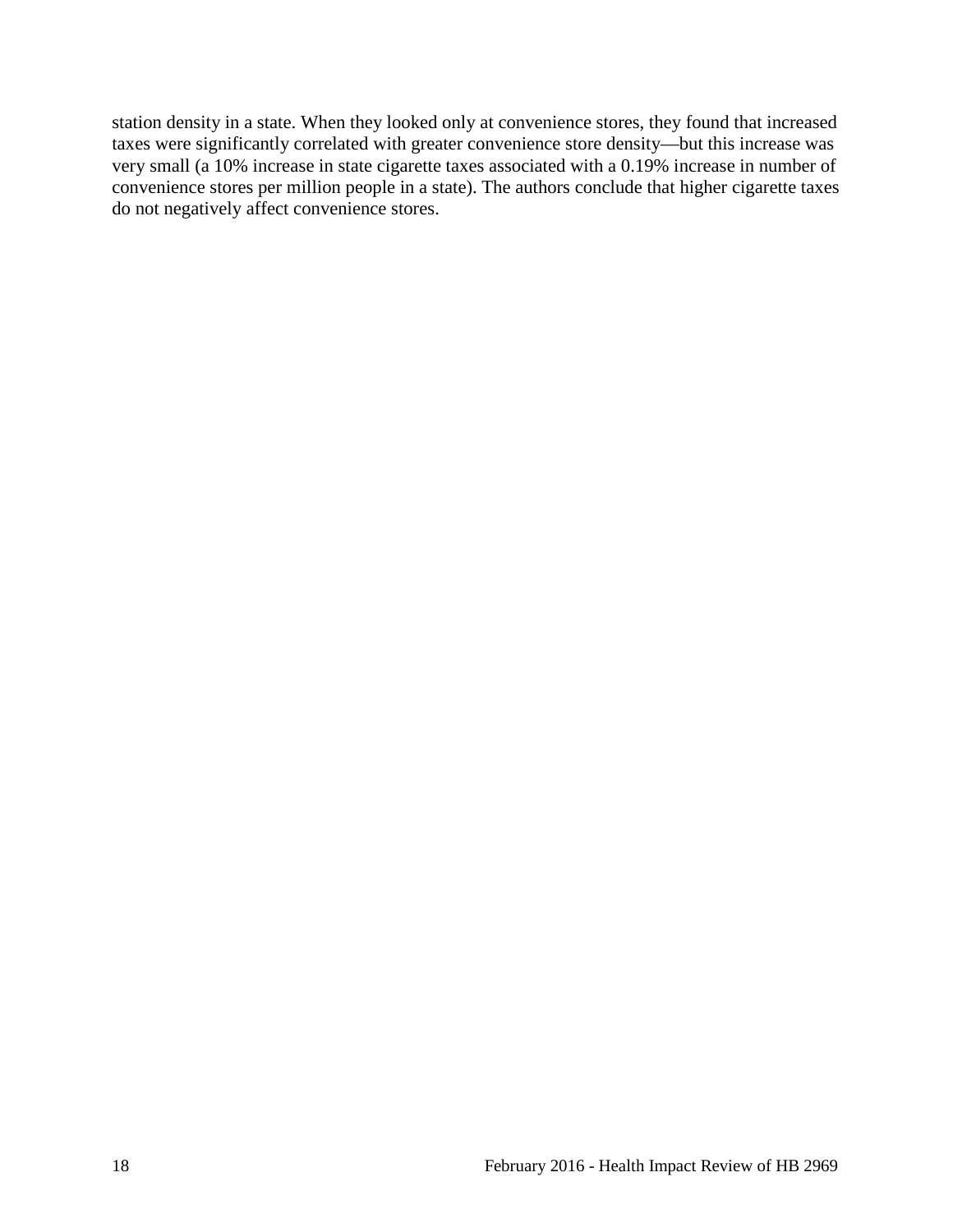station density in a state. When they looked only at convenience stores, they found that increased taxes were significantly correlated with greater convenience store density—but this increase was very small (a 10% increase in state cigarette taxes associated with a 0.19% increase in number of convenience stores per million people in a state). The authors conclude that higher cigarette taxes do not negatively affect convenience stores.